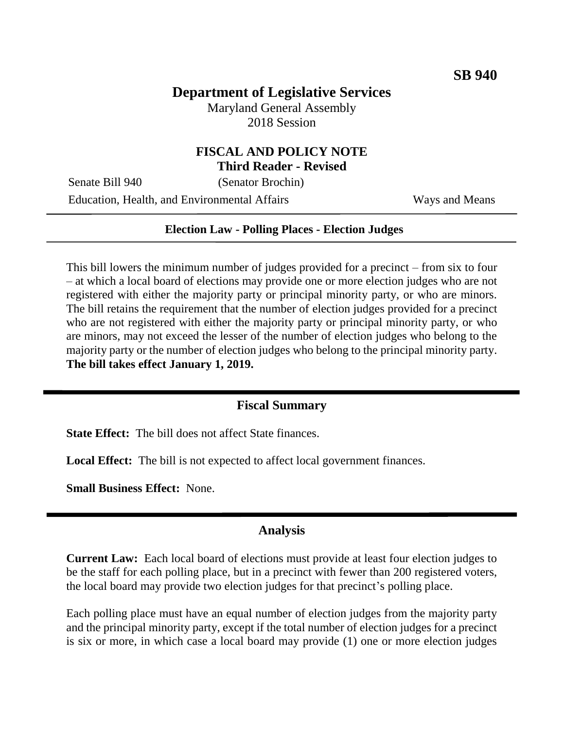**SB 940**

# Department of Legislative Services

Maryland General Assembly
2018 Session

## FISCAL AND POLICY NOTE
**Third Reader - Revised**

Senate Bill 940 (Senator Brochin)
Education, Health, and Environmental Affairs Ways and Means

---

**Election Law - Polling Places - Election Judges**

---

This bill lowers the minimum number of judges provided for a precinct – from six to four – at which a local board of elections may provide one or more election judges who are not registered with either the majority party or principal minority party, or who are minors. The bill retains the requirement that the number of election judges provided for a precinct who are not registered with either the majority party or principal minority party, or who are minors, may not exceed the lesser of the number of election judges who belong to the majority party or the number of election judges who belong to the principal minority party. **The bill takes effect January 1, 2019.**

---

## Fiscal Summary

**State Effect:** The bill does not affect State finances.

**Local Effect:** The bill is not expected to affect local government finances.

**Small Business Effect:** None.

---

## Analysis

**Current Law:** Each local board of elections must provide at least four election judges to be the staff for each polling place, but in a precinct with fewer than 200 registered voters, the local board may provide two election judges for that precinct's polling place.

Each polling place must have an equal number of election judges from the majority party and the principal minority party, except if the total number of election judges for a precinct is six or more, in which case a local board may provide (1) one or more election judges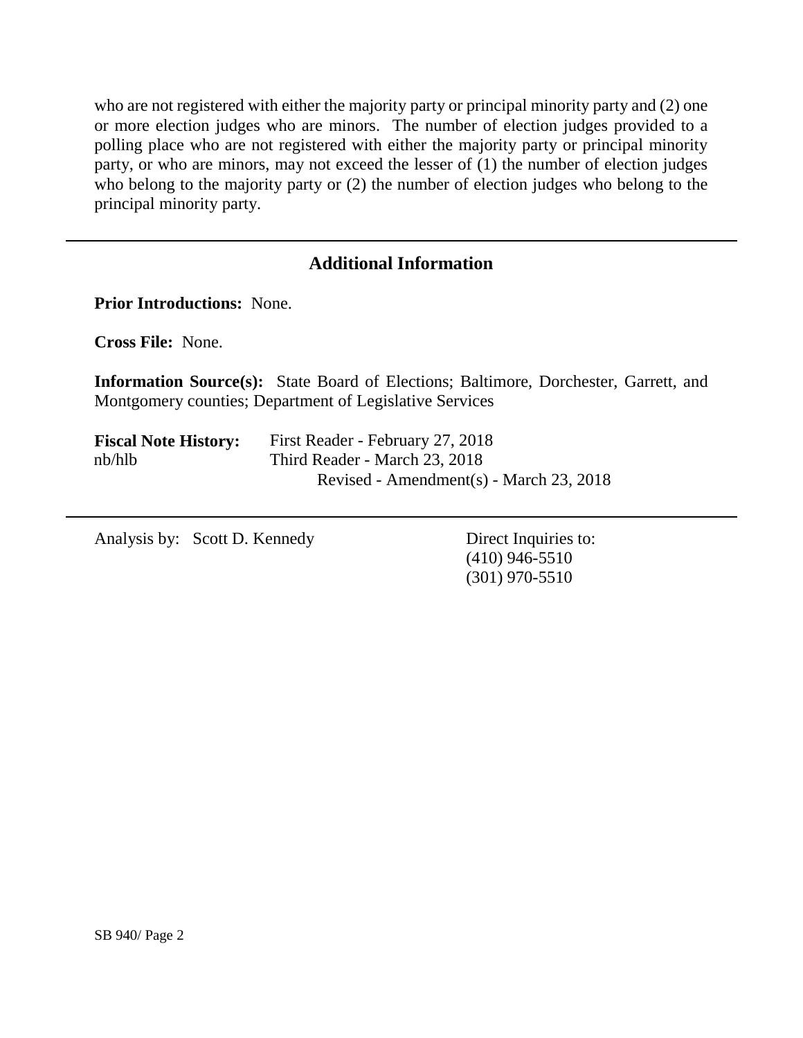who are not registered with either the majority party or principal minority party and (2) one or more election judges who are minors. The number of election judges provided to a polling place who are not registered with either the majority party or principal minority party, or who are minors, may not exceed the lesser of (1) the number of election judges who belong to the majority party or (2) the number of election judges who belong to the principal minority party.

---

## Additional Information

**Prior Introductions:** None.

**Cross File:** None.

**Information Source(s):** State Board of Elections; Baltimore, Dorchester, Garrett, and Montgomery counties; Department of Legislative Services

**Fiscal Note History:** First Reader - February 27, 2018
nb/hlb Third Reader - March 23, 2018
Revised - Amendment(s) - March 23, 2018

---

Analysis by: Scott D. Kennedy

Direct Inquiries to:
(410) 946-5510
(301) 970-5510